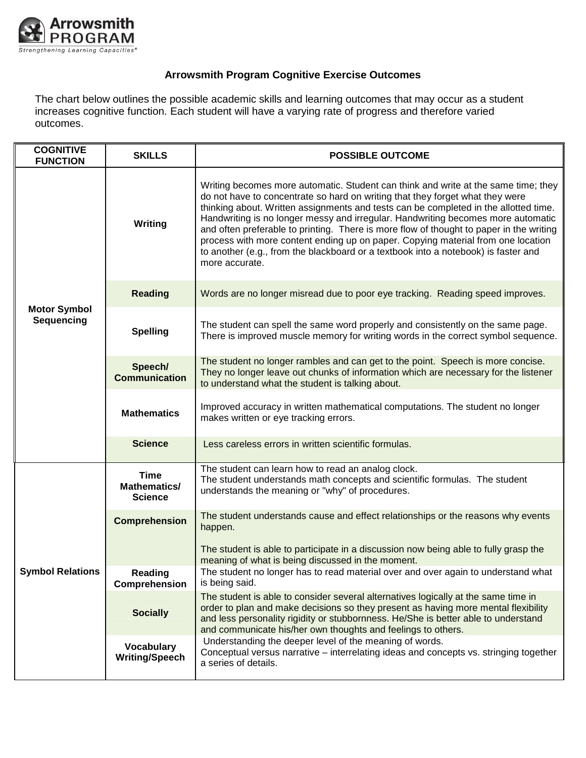**Arrowsmith PROGRAM**
*Strengthening Learning Capacities®*

## Arrowsmith Program Cognitive Exercise Outcomes

The chart below outlines the possible academic skills and learning outcomes that may occur as a student increases cognitive function. Each student will have a varying rate of progress and therefore varied outcomes.

| COGNITIVE FUNCTION | SKILLS | POSSIBLE OUTCOME |
|---|---|---|
| Motor Symbol Sequencing | Writing | Writing becomes more automatic. Student can think and write at the same time; they do not have to concentrate so hard on writing that they forget what they were thinking about. Written assignments and tests can be completed in the allotted time. Handwriting is no longer messy and irregular. Handwriting becomes more automatic and often preferable to printing. There is more flow of thought to paper in the writing process with more content ending up on paper. Copying material from one location to another (e.g., from the blackboard or a textbook into a notebook) is faster and more accurate. |
| | Reading | Words are no longer misread due to poor eye tracking. Reading speed improves. |
| | Spelling | The student can spell the same word properly and consistently on the same page. There is improved muscle memory for writing words in the correct symbol sequence. |
| | Speech/ Communication | The student no longer rambles and can get to the point. Speech is more concise. They no longer leave out chunks of information which are necessary for the listener to understand what the student is talking about. |
| | Mathematics | Improved accuracy in written mathematical computations. The student no longer makes written or eye tracking errors. |
| | Science | Less careless errors in written scientific formulas. |
| Symbol Relations | Time Mathematics/ Science | The student can learn how to read an analog clock. The student understands math concepts and scientific formulas. The student understands the meaning or "why" of procedures. |
| | Comprehension | The student understands cause and effect relationships or the reasons why events happen. The student is able to participate in a discussion now being able to fully grasp the meaning of what is being discussed in the moment. |
| | Reading Comprehension | The student no longer has to read material over and over again to understand what is being said. |
| | Socially | The student is able to consider several alternatives logically at the same time in order to plan and make decisions so they present as having more mental flexibility and less personality rigidity or stubbornness. He/She is better able to understand and communicate his/her own thoughts and feelings to others. |
| | Vocabulary Writing/Speech | Understanding the deeper level of the meaning of words. Conceptual versus narrative – interrelating ideas and concepts vs. stringing together a series of details. |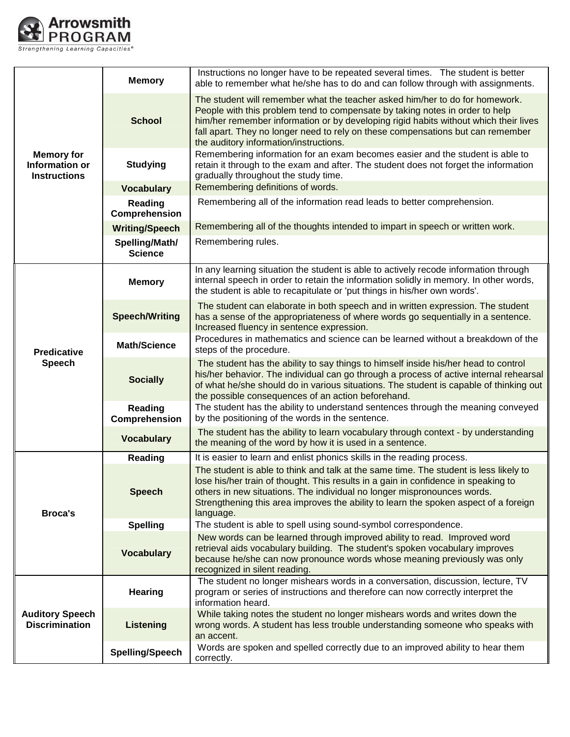| | | |
|---|---|---|
| **Memory for Information or Instructions** | **Memory** | Instructions no longer have to be repeated several times. The student is better able to remember what he/she has to do and can follow through with assignments. |
| | **School** | The student will remember what the teacher asked him/her to do for homework. People with this problem tend to compensate by taking notes in order to help him/her remember information or by developing rigid habits without which their lives fall apart. They no longer need to rely on these compensations but can remember the auditory information/instructions. |
| | **Studying** | Remembering information for an exam becomes easier and the student is able to retain it through to the exam and after. The student does not forget the information gradually throughout the study time. |
| | **Vocabulary** | Remembering definitions of words. |
| | **Reading Comprehension** | Remembering all of the information read leads to better comprehension. |
| | **Writing/Speech** | Remembering all of the thoughts intended to impart in speech or written work. |
| | **Spelling/Math/ Science** | Remembering rules. |
| **Predicative Speech** | **Memory** | In any learning situation the student is able to actively recode information through internal speech in order to retain the information solidly in memory. In other words, the student is able to recapitulate or 'put things in his/her own words'. |
| | **Speech/Writing** | The student can elaborate in both speech and in written expression. The student has a sense of the appropriateness of where words go sequentially in a sentence. Increased fluency in sentence expression. |
| | **Math/Science** | Procedures in mathematics and science can be learned without a breakdown of the steps of the procedure. |
| | **Socially** | The student has the ability to say things to himself inside his/her head to control his/her behavior. The individual can go through a process of active internal rehearsal of what he/she should do in various situations. The student is capable of thinking out the possible consequences of an action beforehand. |
| | **Reading Comprehension** | The student has the ability to understand sentences through the meaning conveyed by the positioning of the words in the sentence. |
| | **Vocabulary** | The student has the ability to learn vocabulary through context - by understanding the meaning of the word by how it is used in a sentence. |
| **Broca's** | **Reading** | It is easier to learn and enlist phonics skills in the reading process. |
| | **Speech** | The student is able to think and talk at the same time. The student is less likely to lose his/her train of thought. This results in a gain in confidence in speaking to others in new situations. The individual no longer mispronounces words. Strengthening this area improves the ability to learn the spoken aspect of a foreign language. |
| | **Spelling** | The student is able to spell using sound-symbol correspondence. |
| | **Vocabulary** | New words can be learned through improved ability to read. Improved word retrieval aids vocabulary building. The student's spoken vocabulary improves because he/she can now pronounce words whose meaning previously was only recognized in silent reading. |
| **Auditory Speech Discrimination** | **Hearing** | The student no longer mishears words in a conversation, discussion, lecture, TV program or series of instructions and therefore can now correctly interpret the information heard. |
| | **Listening** | While taking notes the student no longer mishears words and writes down the wrong words. A student has less trouble understanding someone who speaks with an accent. |
| | **Spelling/Speech** | Words are spoken and spelled correctly due to an improved ability to hear them correctly. |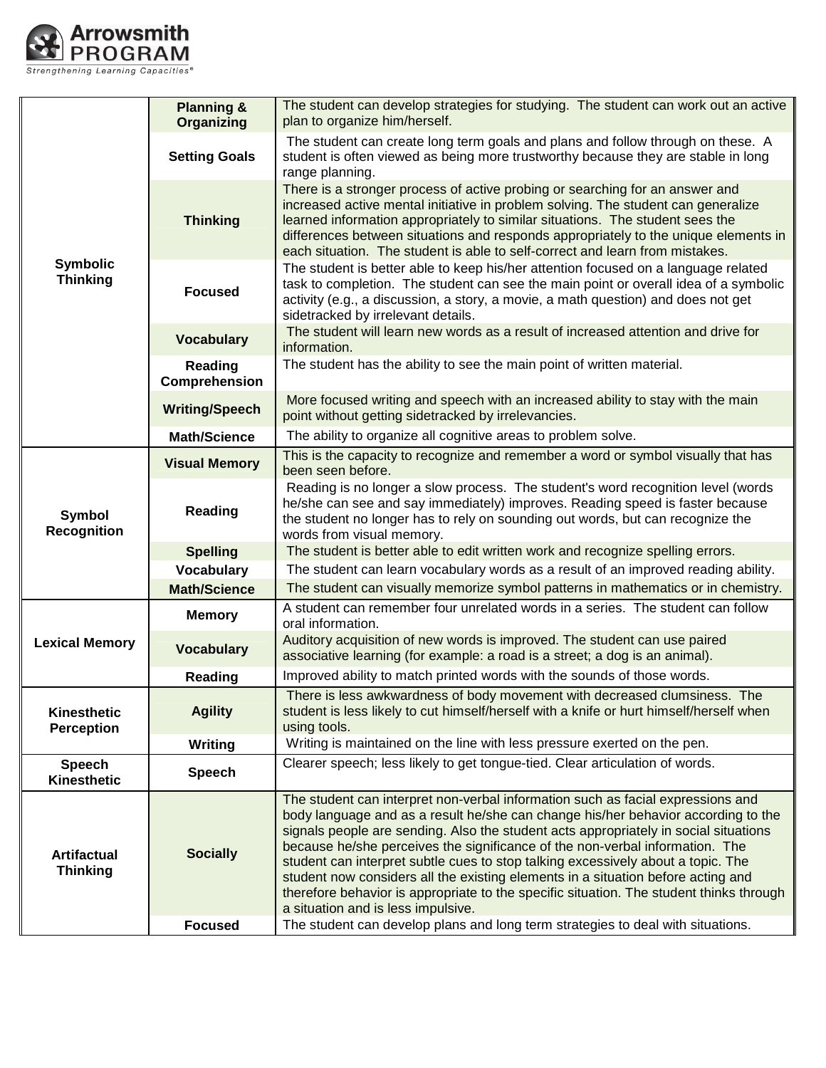| | | |
|---|---|---|
| **Symbolic Thinking** | **Planning & Organizing** | The student can develop strategies for studying. The student can work out an active plan to organize him/herself. |
| | **Setting Goals** | The student can create long term goals and plans and follow through on these. A student is often viewed as being more trustworthy because they are stable in long range planning. |
| | **Thinking** | There is a stronger process of active probing or searching for an answer and increased active mental initiative in problem solving. The student can generalize learned information appropriately to similar situations. The student sees the differences between situations and responds appropriately to the unique elements in each situation. The student is able to self-correct and learn from mistakes. |
| | **Focused** | The student is better able to keep his/her attention focused on a language related task to completion. The student can see the main point or overall idea of a symbolic activity (e.g., a discussion, a story, a movie, a math question) and does not get sidetracked by irrelevant details. |
| | **Vocabulary** | The student will learn new words as a result of increased attention and drive for information. |
| | **Reading Comprehension** | The student has the ability to see the main point of written material. |
| | **Writing/Speech** | More focused writing and speech with an increased ability to stay with the main point without getting sidetracked by irrelevancies. |
| | **Math/Science** | The ability to organize all cognitive areas to problem solve. |
| **Symbol Recognition** | **Visual Memory** | This is the capacity to recognize and remember a word or symbol visually that has been seen before. |
| | **Reading** | Reading is no longer a slow process. The student's word recognition level (words he/she can see and say immediately) improves. Reading speed is faster because the student no longer has to rely on sounding out words, but can recognize the words from visual memory. |
| | **Spelling** | The student is better able to edit written work and recognize spelling errors. |
| | **Vocabulary** | The student can learn vocabulary words as a result of an improved reading ability. |
| | **Math/Science** | The student can visually memorize symbol patterns in mathematics or in chemistry. |
| **Lexical Memory** | **Memory** | A student can remember four unrelated words in a series. The student can follow oral information. |
| | **Vocabulary** | Auditory acquisition of new words is improved. The student can use paired associative learning (for example: a road is a street; a dog is an animal). |
| | **Reading** | Improved ability to match printed words with the sounds of those words. |
| **Kinesthetic Perception** | **Agility** | There is less awkwardness of body movement with decreased clumsiness. The student is less likely to cut himself/herself with a knife or hurt himself/herself when using tools. |
| | **Writing** | Writing is maintained on the line with less pressure exerted on the pen. |
| **Speech Kinesthetic** | **Speech** | Clearer speech; less likely to get tongue-tied. Clear articulation of words. |
| **Artifactual Thinking** | **Socially** | The student can interpret non-verbal information such as facial expressions and body language and as a result he/she can change his/her behavior according to the signals people are sending. Also the student acts appropriately in social situations because he/she perceives the significance of the non-verbal information. The student can interpret subtle cues to stop talking excessively about a topic. The student now considers all the existing elements in a situation before acting and therefore behavior is appropriate to the specific situation. The student thinks through a situation and is less impulsive. |
| | **Focused** | The student can develop plans and long term strategies to deal with situations. |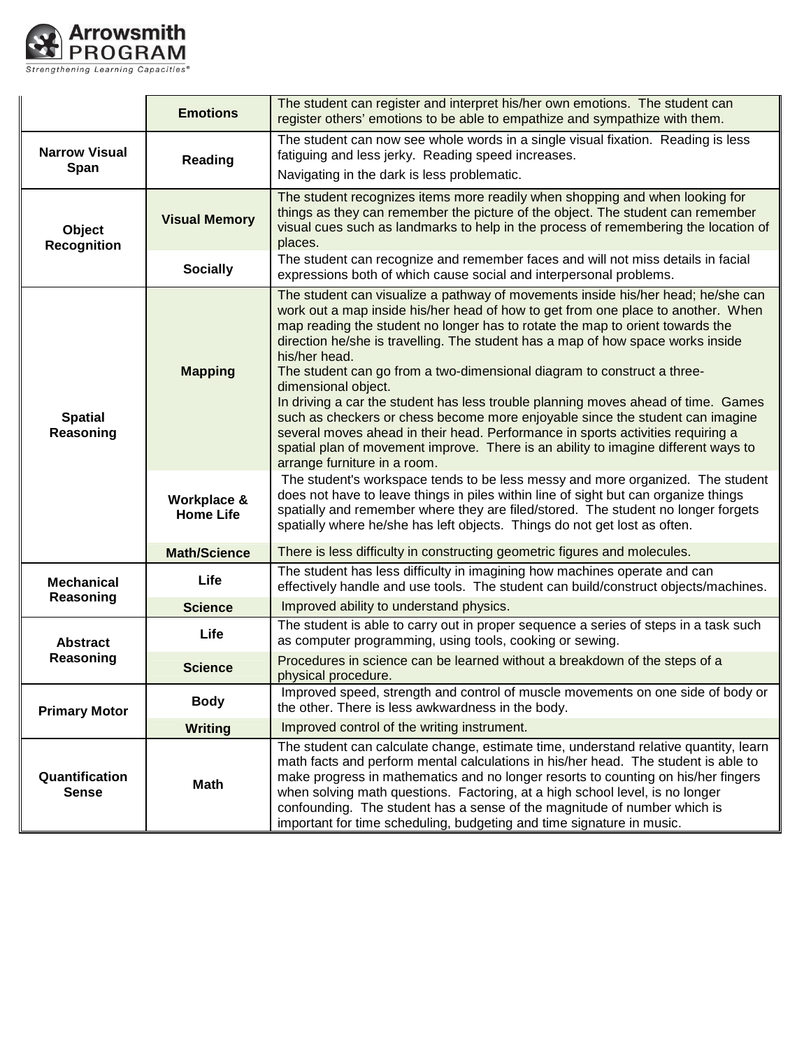| | | |
|---|---|---|
| | **Emotions** | The student can register and interpret his/her own emotions. The student can register others' emotions to be able to empathize and sympathize with them. |
| **Narrow Visual Span** | **Reading** | The student can now see whole words in a single visual fixation. Reading is less fatiguing and less jerky. Reading speed increases.<br>Navigating in the dark is less problematic. |
| **Object Recognition** | **Visual Memory** | The student recognizes items more readily when shopping and when looking for things as they can remember the picture of the object. The student can remember visual cues such as landmarks to help in the process of remembering the location of places. |
| | **Socially** | The student can recognize and remember faces and will not miss details in facial expressions both of which cause social and interpersonal problems. |
| **Spatial Reasoning** | **Mapping** | The student can visualize a pathway of movements inside his/her head; he/she can work out a map inside his/her head of how to get from one place to another. When map reading the student no longer has to rotate the map to orient towards the direction he/she is travelling. The student has a map of how space works inside his/her head.<br>The student can go from a two-dimensional diagram to construct a three-dimensional object.<br>In driving a car the student has less trouble planning moves ahead of time. Games such as checkers or chess become more enjoyable since the student can imagine several moves ahead in their head. Performance in sports activities requiring a spatial plan of movement improve. There is an ability to imagine different ways to arrange furniture in a room. |
| | **Workplace & Home Life** | The student's workspace tends to be less messy and more organized. The student does not have to leave things in piles within line of sight but can organize things spatially and remember where they are filed/stored. The student no longer forgets spatially where he/she has left objects. Things do not get lost as often. |
| | **Math/Science** | There is less difficulty in constructing geometric figures and molecules. |
| **Mechanical Reasoning** | **Life** | The student has less difficulty in imagining how machines operate and can effectively handle and use tools. The student can build/construct objects/machines. |
| | **Science** | Improved ability to understand physics. |
| **Abstract Reasoning** | **Life** | The student is able to carry out in proper sequence a series of steps in a task such as computer programming, using tools, cooking or sewing. |
| | **Science** | Procedures in science can be learned without a breakdown of the steps of a physical procedure. |
| **Primary Motor** | **Body** | Improved speed, strength and control of muscle movements on one side of body or the other. There is less awkwardness in the body. |
| | **Writing** | Improved control of the writing instrument. |
| **Quantification Sense** | **Math** | The student can calculate change, estimate time, understand relative quantity, learn math facts and perform mental calculations in his/her head. The student is able to make progress in mathematics and no longer resorts to counting on his/her fingers when solving math questions. Factoring, at a high school level, is no longer confounding. The student has a sense of the magnitude of number which is important for time scheduling, budgeting and time signature in music. |